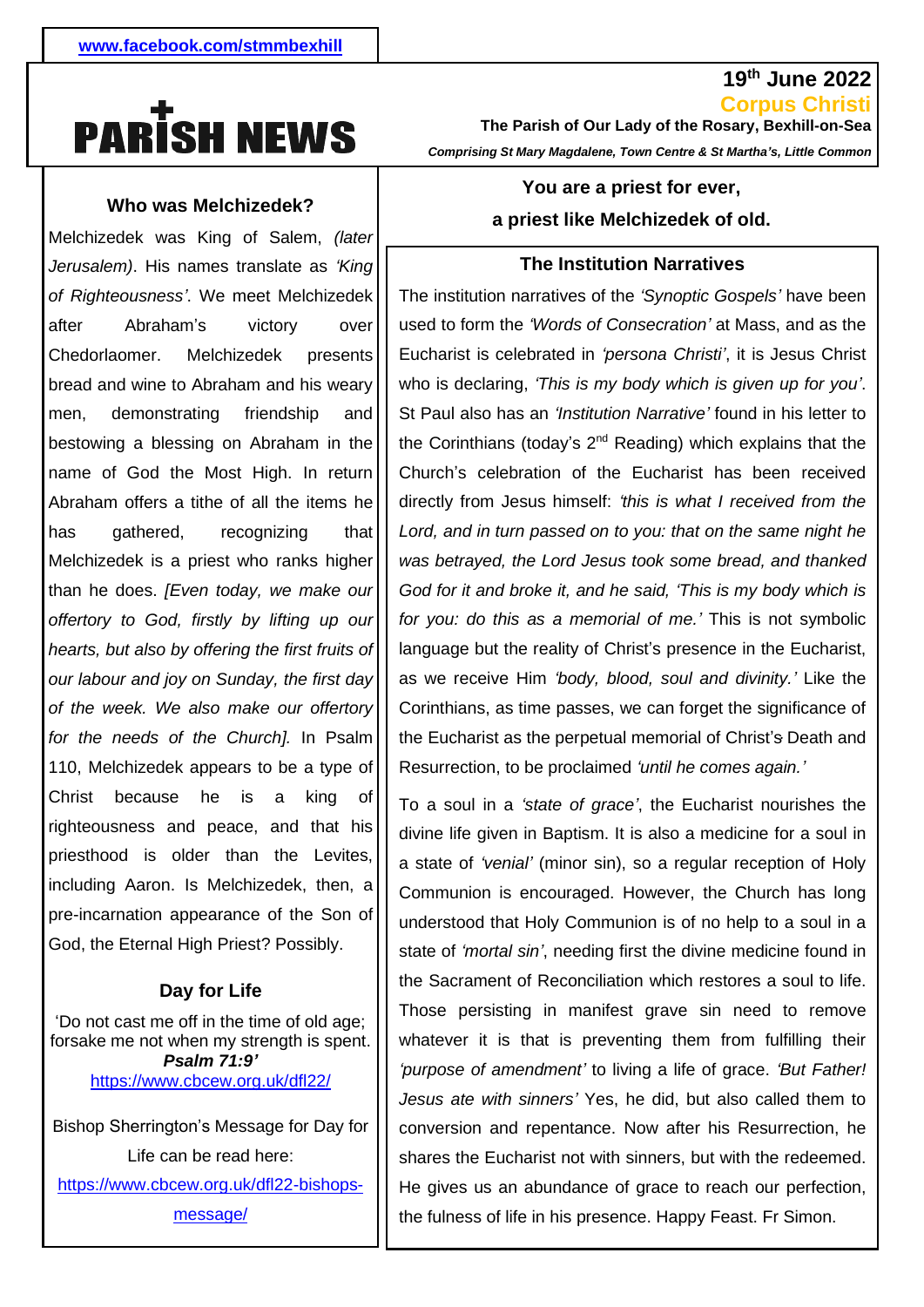www.facebook.com/stmmbexhill

# PARISH NEWS

**19th June 2022**

**Corpus Christi**

**The Parish of Our Lady of the Rosary, Bexhill-on-Sea**

***Comprising St Mary Magdalene, Town Centre & St Martha's, Little Common***

### Who was Melchizedek?

Melchizedek was King of Salem, *(later Jerusalem)*. His names translate as *'King of Righteousness'*. We meet Melchizedek after Abraham's victory over Chedorlaomer. Melchizedek presents bread and wine to Abraham and his weary men, demonstrating friendship and bestowing a blessing on Abraham in the name of God the Most High. In return Abraham offers a tithe of all the items he has gathered, recognizing that Melchizedek is a priest who ranks higher than he does. *[Even today, we make our offertory to God, firstly by lifting up our hearts, but also by offering the first fruits of our labour and joy on Sunday, the first day of the week. We also make our offertory for the needs of the Church].* In Psalm 110, Melchizedek appears to be a type of Christ because he is a king of righteousness and peace, and that his priesthood is older than the Levites, including Aaron. Is Melchizedek, then, a pre-incarnation appearance of the Son of God, the Eternal High Priest? Possibly.

### Day for Life

'Do not cast me off in the time of old age; forsake me not when my strength is spent.
***Psalm 71:9'***
https://www.cbcew.org.uk/dfl22/

Bishop Sherrington's Message for Day for Life can be read here:
https://www.cbcew.org.uk/dfl22-bishops-message/

**You are a priest for ever,**
**a priest like Melchizedek of old.**

### The Institution Narratives

The institution narratives of the *'Synoptic Gospels'* have been used to form the *'Words of Consecration'* at Mass, and as the Eucharist is celebrated in *'persona Christi'*, it is Jesus Christ who is declaring, *'This is my body which is given up for you'*. St Paul also has an *'Institution Narrative'* found in his letter to the Corinthians (today's 2nd Reading) which explains that the Church's celebration of the Eucharist has been received directly from Jesus himself: *'this is what I received from the Lord, and in turn passed on to you: that on the same night he was betrayed, the Lord Jesus took some bread, and thanked God for it and broke it, and he said, 'This is my body which is for you: do this as a memorial of me.'* This is not symbolic language but the reality of Christ's presence in the Eucharist, as we receive Him *'body, blood, soul and divinity.'* Like the Corinthians, as time passes, we can forget the significance of the Eucharist as the perpetual memorial of Christ's Death and Resurrection, to be proclaimed *'until he comes again.'*

To a soul in a *'state of grace'*, the Eucharist nourishes the divine life given in Baptism. It is also a medicine for a soul in a state of *'venial'* (minor sin), so a regular reception of Holy Communion is encouraged. However, the Church has long understood that Holy Communion is of no help to a soul in a state of *'mortal sin'*, needing first the divine medicine found in the Sacrament of Reconciliation which restores a soul to life. Those persisting in manifest grave sin need to remove whatever it is that is preventing them from fulfilling their *'purpose of amendment'* to living a life of grace. *'But Father! Jesus ate with sinners'* Yes, he did, but also called them to conversion and repentance. Now after his Resurrection, he shares the Eucharist not with sinners, but with the redeemed. He gives us an abundance of grace to reach our perfection, the fulness of life in his presence. Happy Feast. Fr Simon.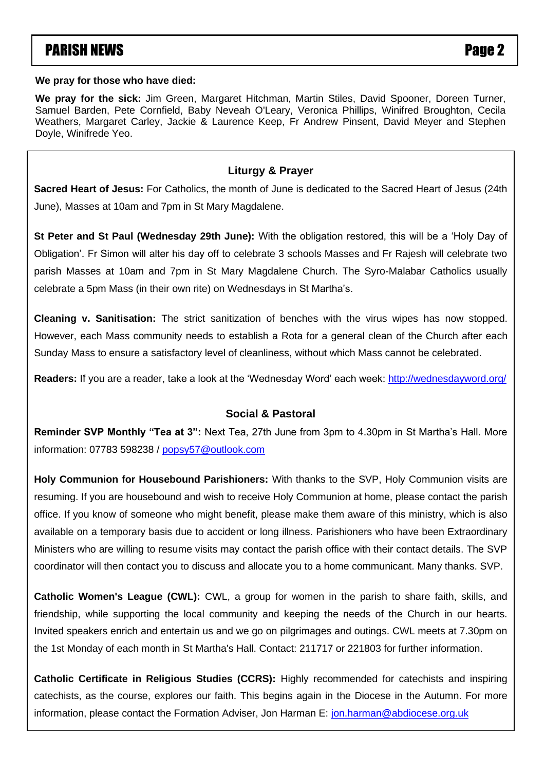**We pray for those who have died:**

**We pray for the sick:** Jim Green, Margaret Hitchman, Martin Stiles, David Spooner, Doreen Turner, Samuel Barden, Pete Cornfield, Baby Neveah O'Leary, Veronica Phillips, Winifred Broughton, Cecila Weathers, Margaret Carley, Jackie & Laurence Keep, Fr Andrew Pinsent, David Meyer and Stephen Doyle, Winifrede Yeo.

## Liturgy & Prayer

**Sacred Heart of Jesus:** For Catholics, the month of June is dedicated to the Sacred Heart of Jesus (24th June), Masses at 10am and 7pm in St Mary Magdalene.

**St Peter and St Paul (Wednesday 29th June):** With the obligation restored, this will be a 'Holy Day of Obligation'. Fr Simon will alter his day off to celebrate 3 schools Masses and Fr Rajesh will celebrate two parish Masses at 10am and 7pm in St Mary Magdalene Church. The Syro-Malabar Catholics usually celebrate a 5pm Mass (in their own rite) on Wednesdays in St Martha's.

**Cleaning v. Sanitisation:** The strict sanitization of benches with the virus wipes has now stopped. However, each Mass community needs to establish a Rota for a general clean of the Church after each Sunday Mass to ensure a satisfactory level of cleanliness, without which Mass cannot be celebrated.

**Readers:** If you are a reader, take a look at the 'Wednesday Word' each week: http://wednesdayword.org/

## Social & Pastoral

**Reminder SVP Monthly "Tea at 3":** Next Tea, 27th June from 3pm to 4.30pm in St Martha's Hall. More information: 07783 598238 / popsy57@outlook.com

**Holy Communion for Housebound Parishioners:** With thanks to the SVP, Holy Communion visits are resuming. If you are housebound and wish to receive Holy Communion at home, please contact the parish office. If you know of someone who might benefit, please make them aware of this ministry, which is also available on a temporary basis due to accident or long illness. Parishioners who have been Extraordinary Ministers who are willing to resume visits may contact the parish office with their contact details. The SVP coordinator will then contact you to discuss and allocate you to a home communicant. Many thanks. SVP.

**Catholic Women's League (CWL):** CWL, a group for women in the parish to share faith, skills, and friendship, while supporting the local community and keeping the needs of the Church in our hearts. Invited speakers enrich and entertain us and we go on pilgrimages and outings. CWL meets at 7.30pm on the 1st Monday of each month in St Martha's Hall. Contact: 211717 or 221803 for further information.

**Catholic Certificate in Religious Studies (CCRS):** Highly recommended for catechists and inspiring catechists, as the course, explores our faith. This begins again in the Diocese in the Autumn. For more information, please contact the Formation Adviser, Jon Harman E: jon.harman@abdiocese.org.uk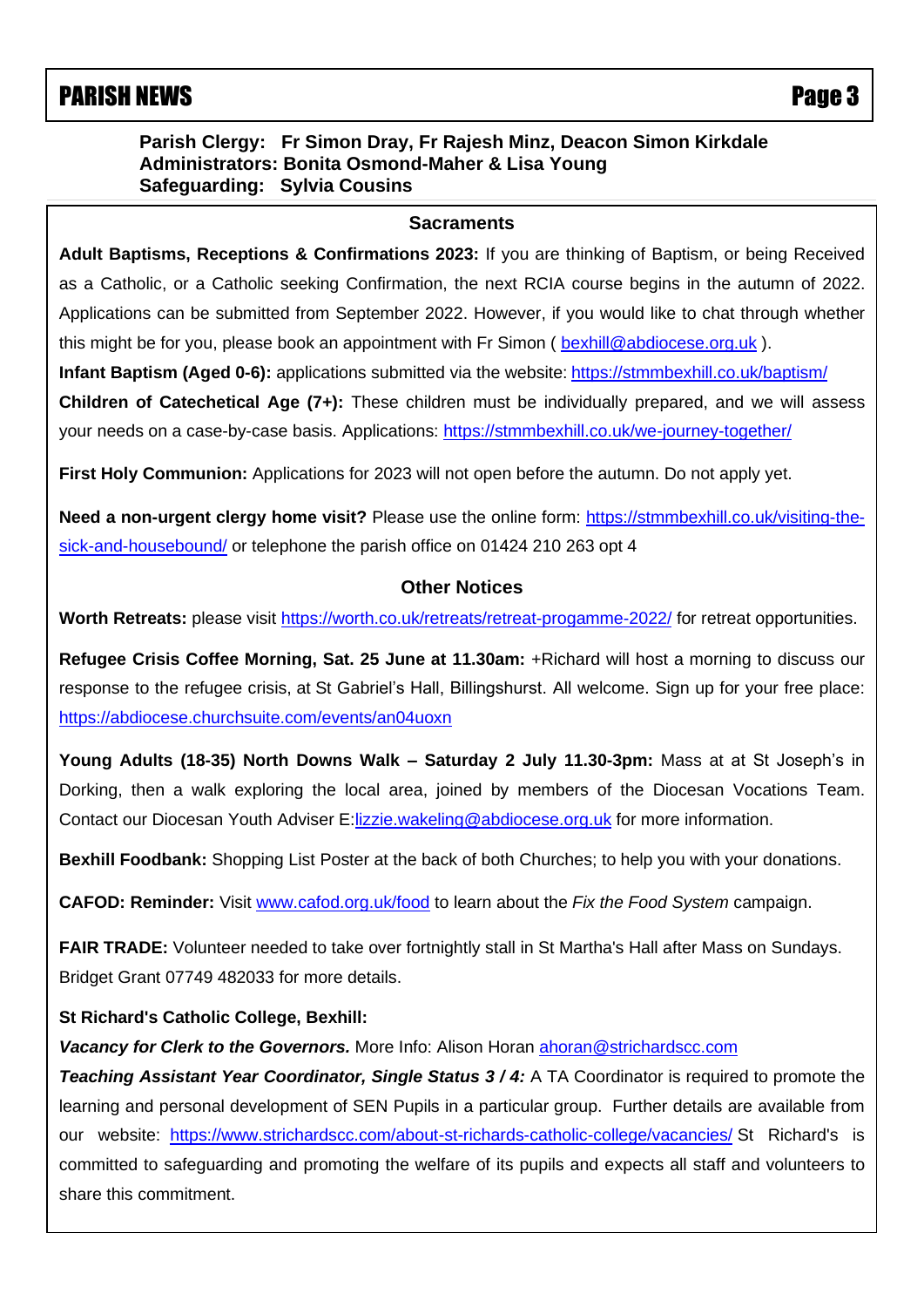# PARISH NEWS

**Parish Clergy: Fr Simon Dray, Fr Rajesh Minz, Deacon Simon Kirkdale**
**Administrators: Bonita Osmond-Maher & Lisa Young**
**Safeguarding: Sylvia Cousins**

## Sacraments

**Adult Baptisms, Receptions & Confirmations 2023:** If you are thinking of Baptism, or being Received as a Catholic, or a Catholic seeking Confirmation, the next RCIA course begins in the autumn of 2022. Applications can be submitted from September 2022. However, if you would like to chat through whether this might be for you, please book an appointment with Fr Simon ( bexhill@abdiocese.org.uk ).

**Infant Baptism (Aged 0-6):** applications submitted via the website: https://stmmbexhill.co.uk/baptism/

**Children of Catechetical Age (7+):** These children must be individually prepared, and we will assess your needs on a case-by-case basis. Applications: https://stmmbexhill.co.uk/we-journey-together/

**First Holy Communion:** Applications for 2023 will not open before the autumn. Do not apply yet.

**Need a non-urgent clergy home visit?** Please use the online form: https://stmmbexhill.co.uk/visiting-the-sick-and-housebound/ or telephone the parish office on 01424 210 263 opt 4

## Other Notices

**Worth Retreats:** please visit https://worth.co.uk/retreats/retreat-progamme-2022/ for retreat opportunities.

**Refugee Crisis Coffee Morning, Sat. 25 June at 11.30am:** +Richard will host a morning to discuss our response to the refugee crisis, at St Gabriel's Hall, Billingshurst. All welcome. Sign up for your free place: https://abdiocese.churchsuite.com/events/an04uoxn

**Young Adults (18-35) North Downs Walk – Saturday 2 July 11.30-3pm:** Mass at at St Joseph's in Dorking, then a walk exploring the local area, joined by members of the Diocesan Vocations Team. Contact our Diocesan Youth Adviser E:lizzie.wakeling@abdiocese.org.uk for more information.

**Bexhill Foodbank:** Shopping List Poster at the back of both Churches; to help you with your donations.

**CAFOD: Reminder:** Visit www.cafod.org.uk/food to learn about the *Fix the Food System* campaign.

**FAIR TRADE:** Volunteer needed to take over fortnightly stall in St Martha's Hall after Mass on Sundays. Bridget Grant 07749 482033 for more details.

**St Richard's Catholic College, Bexhill:**

***Vacancy for Clerk to the Governors.*** More Info: Alison Horan ahoran@strichardscc.com

***Teaching Assistant Year Coordinator, Single Status 3 / 4:*** A TA Coordinator is required to promote the learning and personal development of SEN Pupils in a particular group. Further details are available from our website: https://www.strichardscc.com/about-st-richards-catholic-college/vacancies/ St Richard's is committed to safeguarding and promoting the welfare of its pupils and expects all staff and volunteers to share this commitment.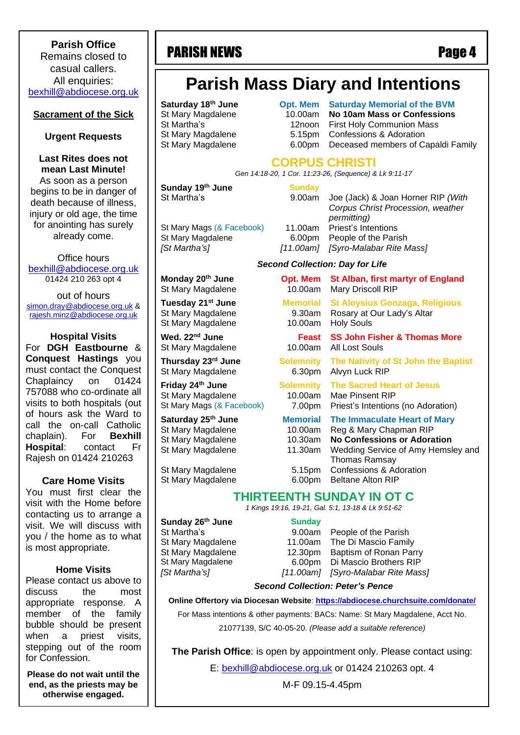**Parish Office**
Remains closed to casual callers.
All enquiries:
bexhill@abdiocese.org.uk

**Sacrament of the Sick**

**Urgent Requests**

**Last Rites does not mean Last Minute!**
As soon as a person begins to be in danger of death because of illness, injury or old age, the time for anointing has surely already come.

Office hours
bexhill@abdiocese.org.uk
01424 210 263 opt 4

out of hours
simon.dray@abdiocese.org.uk & rajesh.minz@abdiocese.org.uk

**Hospital Visits**
For **DGH Eastbourne** & **Conquest Hastings** you must contact the Conquest Chaplaincy on 01424 757088 who co-ordinate all visits to both hospitals (out of hours ask the Ward to call the on-call Catholic chaplain). For **Bexhill Hospital**: contact Fr Rajesh on 01424 210263

**Care Home Visits**
You must first clear the visit with the Home before contacting us to arrange a visit. We will discuss with you / the home as to what is most appropriate.

**Home Visits**
Please contact us above to discuss the most appropriate response. A member of the family bubble should be present when a priest visits, stepping out of the room for Confession.

**Please do not wait until the end, as the priests may be otherwise engaged.**

# PARISH NEWS

## Parish Mass Diary and Intentions

| | | | |
|---|---|---|---|
| **Saturday 18th June** | **Opt. Mem** | | **Saturday Memorial of the BVM** |
| St Mary Magdalene | | 10.00am | **No 10am Mass or Confessions** |
| St Martha's | | 12noon | First Holy Communion Mass |
| St Mary Magdalene | | 5.15pm | Confessions & Adoration |
| St Mary Magdalene | | 6.00pm | Deceased members of Capaldi Family |

### CORPUS CHRISTI

*Gen 14:18-20, 1 Cor. 11:23-26, (Sequence) & Lk 9:11-17*

| | | | |
|---|---|---|---|
| **Sunday 19th June** | **Sunday** | | |
| St Martha's | | 9.00am | Joe (Jack) & Joan Horner RIP *(With Corpus Christ Procession, weather permitting)* |
| St Mary Mags (& Facebook) | | 11.00am | Priest's Intentions |
| St Mary Magdalene | | 6.00pm | People of the Parish |
| *[St Martha's]* | | *[11.00am]* | *[Syro-Malabar Rite Mass]* |

***Second Collection: Day for Life***

| | | | |
|---|---|---|---|
| **Monday 20th June** | **Opt. Mem** | | **St Alban, first martyr of England** |
| St Mary Magdalene | | 10.00am | Mary Driscoll RIP |
| **Tuesday 21st June** | **Memorial** | | **St Aloysius Gonzaga, Religious** |
| St Mary Magdalene | | 9.30am | Rosary at Our Lady's Altar |
| St Mary Magdalene | | 10.00am | Holy Souls |
| **Wed. 22nd June** | **Feast** | | **SS John Fisher & Thomas More** |
| St Mary Magdalene | | 10.00am | All Lost Souls |
| **Thursday 23rd June** | **Solemnity** | | **The Nativity of St John the Baptist** |
| St Mary Magdalene | | 6.30pm | Alvyn Luck RIP |
| **Friday 24th June** | **Solemnity** | | **The Sacred Heart of Jesus** |
| St Mary Magdalene | | 10.00am | Mae Pinsent RIP |
| St Mary Mags (& Facebook) | | 7.00pm | Priest's Intentions (no Adoration) |
| **Saturday 25th June** | **Memorial** | | **The Immaculate Heart of Mary** |
| St Mary Magdalene | | 10.00am | Reg & Mary Chapman RIP |
| St Mary Magdalene | | 10.30am | **No Confessions or Adoration** |
| St Mary Magdalene | | 11.30am | Wedding Service of Amy Hemsley and Thomas Ramsay |
| St Mary Magdalene | | 5.15pm | Confessions & Adoration |
| St Mary Magdalene | | 6.00pm | Beltane Alton RIP |

### THIRTEENTH SUNDAY IN OT C

*1 Kings 19:16, 19-21, Gal. 5:1, 13-18 & Lk 9:51-62*

| | | | |
|---|---|---|---|
| **Sunday 26th June** | **Sunday** | | |
| St Martha's | | 9.00am | People of the Parish |
| St Mary Magdalene | | 11.00am | The Di Mascio Family |
| St Mary Magdalene | | 12.30pm | Baptism of Ronan Parry |
| St Mary Magdalene | | 6.00pm | Di Mascio Brothers RIP |
| *[St Martha's]* | | *[11.00am]* | *[Syro-Malabar Rite Mass]* |

***Second Collection: Peter's Pence***

**Online Offertory via Diocesan Website**: **https://abdiocese.churchsuite.com/donate/**

For Mass intentions & other payments: BACs: Name: St Mary Magdalene, Acct No. 21077139, S/C 40-05-20. *(Please add a suitable reference)*

**The Parish Office**: is open by appointment only. Please contact using:

E: bexhill@abdiocese.org.uk or 01424 210263 opt. 4

M-F 09.15-4.45pm